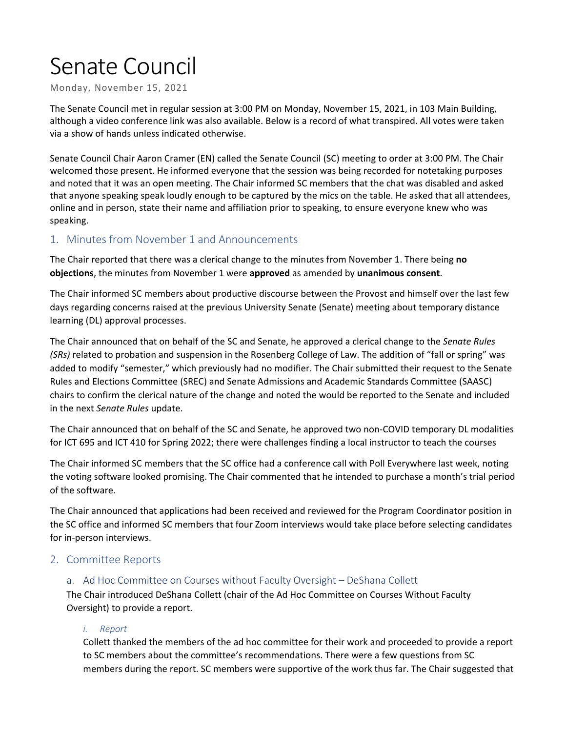# Senate Council

Monday, November 15, 2021

The Senate Council met in regular session at 3:00 PM on Monday, November 15, 2021, in 103 Main Building, although a video conference link was also available. Below is a record of what transpired. All votes were taken via a show of hands unless indicated otherwise.

Senate Council Chair Aaron Cramer (EN) called the Senate Council (SC) meeting to order at 3:00 PM. The Chair welcomed those present. He informed everyone that the session was being recorded for notetaking purposes and noted that it was an open meeting. The Chair informed SC members that the chat was disabled and asked that anyone speaking speak loudly enough to be captured by the mics on the table. He asked that all attendees, online and in person, state their name and affiliation prior to speaking, to ensure everyone knew who was speaking.

## 1. Minutes from November 1 and Announcements

The Chair reported that there was a clerical change to the minutes from November 1. There being **no objections**, the minutes from November 1 were **approved** as amended by **unanimous consent**.

The Chair informed SC members about productive discourse between the Provost and himself over the last few days regarding concerns raised at the previous University Senate (Senate) meeting about temporary distance learning (DL) approval processes.

The Chair announced that on behalf of the SC and Senate, he approved a clerical change to the *Senate Rules (SRs)* related to probation and suspension in the Rosenberg College of Law. The addition of "fall or spring" was added to modify "semester," which previously had no modifier. The Chair submitted their request to the Senate Rules and Elections Committee (SREC) and Senate Admissions and Academic Standards Committee (SAASC) chairs to confirm the clerical nature of the change and noted the would be reported to the Senate and included in the next *Senate Rules* update.

The Chair announced that on behalf of the SC and Senate, he approved two non-COVID temporary DL modalities for ICT 695 and ICT 410 for Spring 2022; there were challenges finding a local instructor to teach the courses

The Chair informed SC members that the SC office had a conference call with Poll Everywhere last week, noting the voting software looked promising. The Chair commented that he intended to purchase a month's trial period of the software.

The Chair announced that applications had been received and reviewed for the Program Coordinator position in the SC office and informed SC members that four Zoom interviews would take place before selecting candidates for in-person interviews.

## 2. Committee Reports

### a. Ad Hoc Committee on Courses without Faculty Oversight – DeShana Collett

The Chair introduced DeShana Collett (chair of the Ad Hoc Committee on Courses Without Faculty Oversight) to provide a report.

#### *i. Report*

Collett thanked the members of the ad hoc committee for their work and proceeded to provide a report to SC members about the committee's recommendations. There were a few questions from SC members during the report. SC members were supportive of the work thus far. The Chair suggested that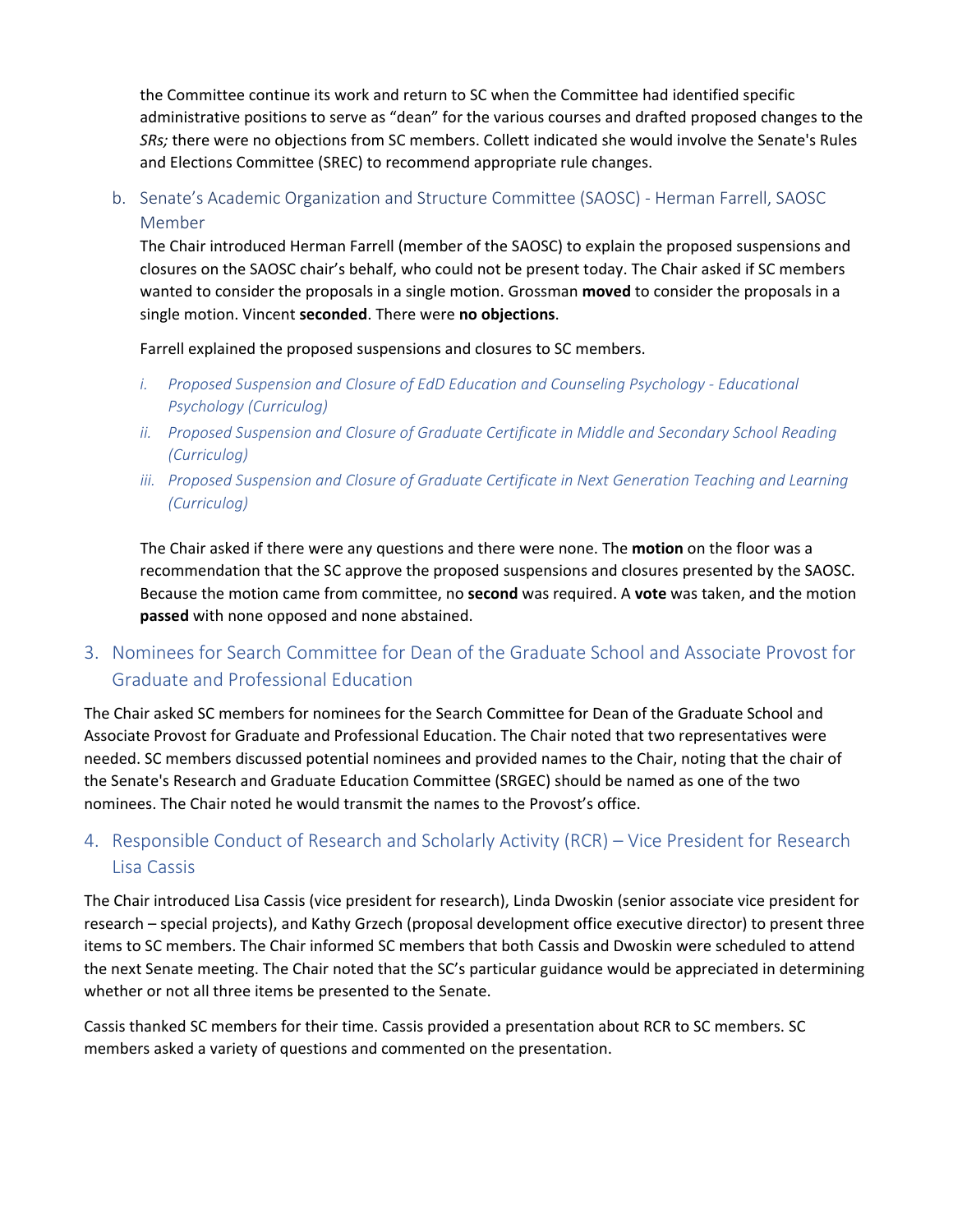the Committee continue its work and return to SC when the Committee had identified specific administrative positions to serve as "dean" for the various courses and drafted proposed changes to the *SRs;* there were no objections from SC members. Collett indicated she would involve the Senate's Rules and Elections Committee (SREC) to recommend appropriate rule changes.

### b. Senate's Academic Organization and Structure Committee (SAOSC) - Herman Farrell, SAOSC Member

The Chair introduced Herman Farrell (member of the SAOSC) to explain the proposed suspensions and closures on the SAOSC chair's behalf, who could not be present today. The Chair asked if SC members wanted to consider the proposals in a single motion. Grossman **moved** to consider the proposals in a single motion. Vincent **seconded**. There were **no objections**.

Farrell explained the proposed suspensions and closures to SC members.

i. *Proposed Suspension and Closure of EdD Education and Counseling Psychology - Educational Psychology (Curriculog)*
ii. *Proposed Suspension and Closure of Graduate Certificate in Middle and Secondary School Reading (Curriculog)*
iii. *Proposed Suspension and Closure of Graduate Certificate in Next Generation Teaching and Learning (Curriculog)*

The Chair asked if there were any questions and there were none. The **motion** on the floor was a recommendation that the SC approve the proposed suspensions and closures presented by the SAOSC. Because the motion came from committee, no **second** was required. A **vote** was taken, and the motion **passed** with none opposed and none abstained.

## 3. Nominees for Search Committee for Dean of the Graduate School and Associate Provost for Graduate and Professional Education

The Chair asked SC members for nominees for the Search Committee for Dean of the Graduate School and Associate Provost for Graduate and Professional Education. The Chair noted that two representatives were needed. SC members discussed potential nominees and provided names to the Chair, noting that the chair of the Senate's Research and Graduate Education Committee (SRGEC) should be named as one of the two nominees. The Chair noted he would transmit the names to the Provost's office.

## 4. Responsible Conduct of Research and Scholarly Activity (RCR) – Vice President for Research Lisa Cassis

The Chair introduced Lisa Cassis (vice president for research), Linda Dwoskin (senior associate vice president for research – special projects), and Kathy Grzech (proposal development office executive director) to present three items to SC members. The Chair informed SC members that both Cassis and Dwoskin were scheduled to attend the next Senate meeting. The Chair noted that the SC's particular guidance would be appreciated in determining whether or not all three items be presented to the Senate.

Cassis thanked SC members for their time. Cassis provided a presentation about RCR to SC members. SC members asked a variety of questions and commented on the presentation.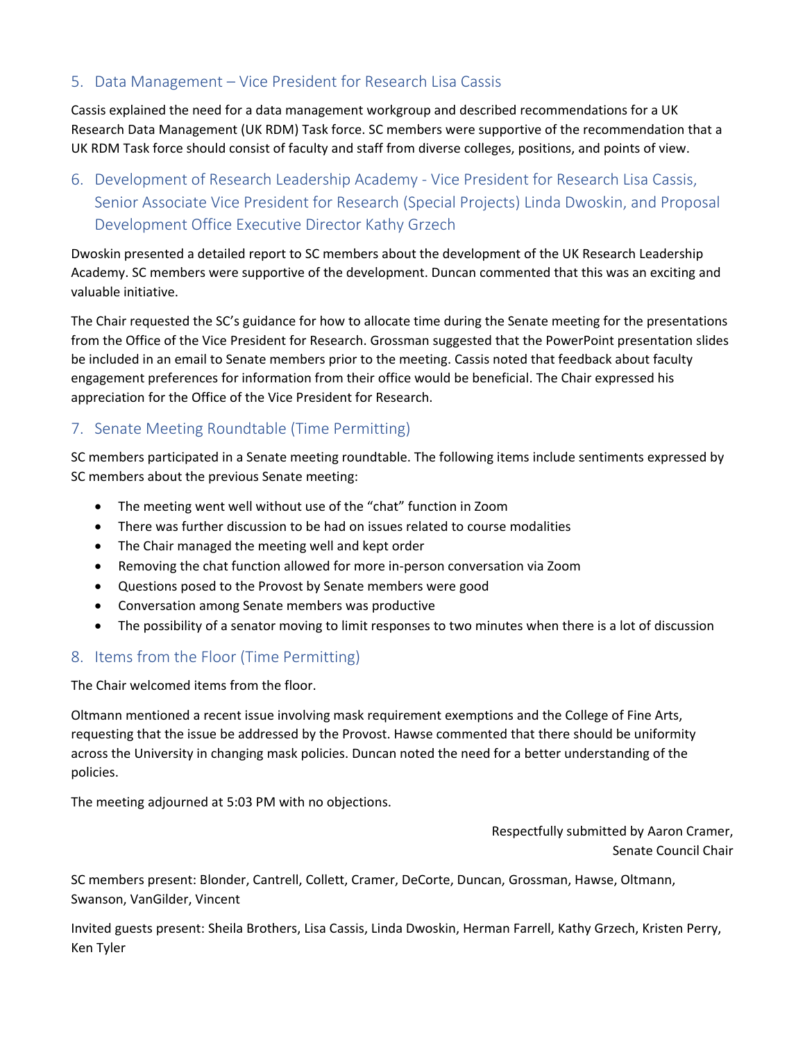## 5. Data Management – Vice President for Research Lisa Cassis

Cassis explained the need for a data management workgroup and described recommendations for a UK Research Data Management (UK RDM) Task force. SC members were supportive of the recommendation that a UK RDM Task force should consist of faculty and staff from diverse colleges, positions, and points of view.

## 6. Development of Research Leadership Academy - Vice President for Research Lisa Cassis, Senior Associate Vice President for Research (Special Projects) Linda Dwoskin, and Proposal Development Office Executive Director Kathy Grzech

Dwoskin presented a detailed report to SC members about the development of the UK Research Leadership Academy. SC members were supportive of the development. Duncan commented that this was an exciting and valuable initiative.

The Chair requested the SC's guidance for how to allocate time during the Senate meeting for the presentations from the Office of the Vice President for Research. Grossman suggested that the PowerPoint presentation slides be included in an email to Senate members prior to the meeting. Cassis noted that feedback about faculty engagement preferences for information from their office would be beneficial. The Chair expressed his appreciation for the Office of the Vice President for Research.

## 7. Senate Meeting Roundtable (Time Permitting)

SC members participated in a Senate meeting roundtable. The following items include sentiments expressed by SC members about the previous Senate meeting:

- The meeting went well without use of the "chat" function in Zoom
- There was further discussion to be had on issues related to course modalities
- The Chair managed the meeting well and kept order
- Removing the chat function allowed for more in-person conversation via Zoom
- Questions posed to the Provost by Senate members were good
- Conversation among Senate members was productive
- The possibility of a senator moving to limit responses to two minutes when there is a lot of discussion

## 8. Items from the Floor (Time Permitting)

The Chair welcomed items from the floor.

Oltmann mentioned a recent issue involving mask requirement exemptions and the College of Fine Arts, requesting that the issue be addressed by the Provost. Hawse commented that there should be uniformity across the University in changing mask policies. Duncan noted the need for a better understanding of the policies.

The meeting adjourned at 5:03 PM with no objections.

Respectfully submitted by Aaron Cramer,
Senate Council Chair

SC members present: Blonder, Cantrell, Collett, Cramer, DeCorte, Duncan, Grossman, Hawse, Oltmann, Swanson, VanGilder, Vincent

Invited guests present: Sheila Brothers, Lisa Cassis, Linda Dwoskin, Herman Farrell, Kathy Grzech, Kristen Perry, Ken Tyler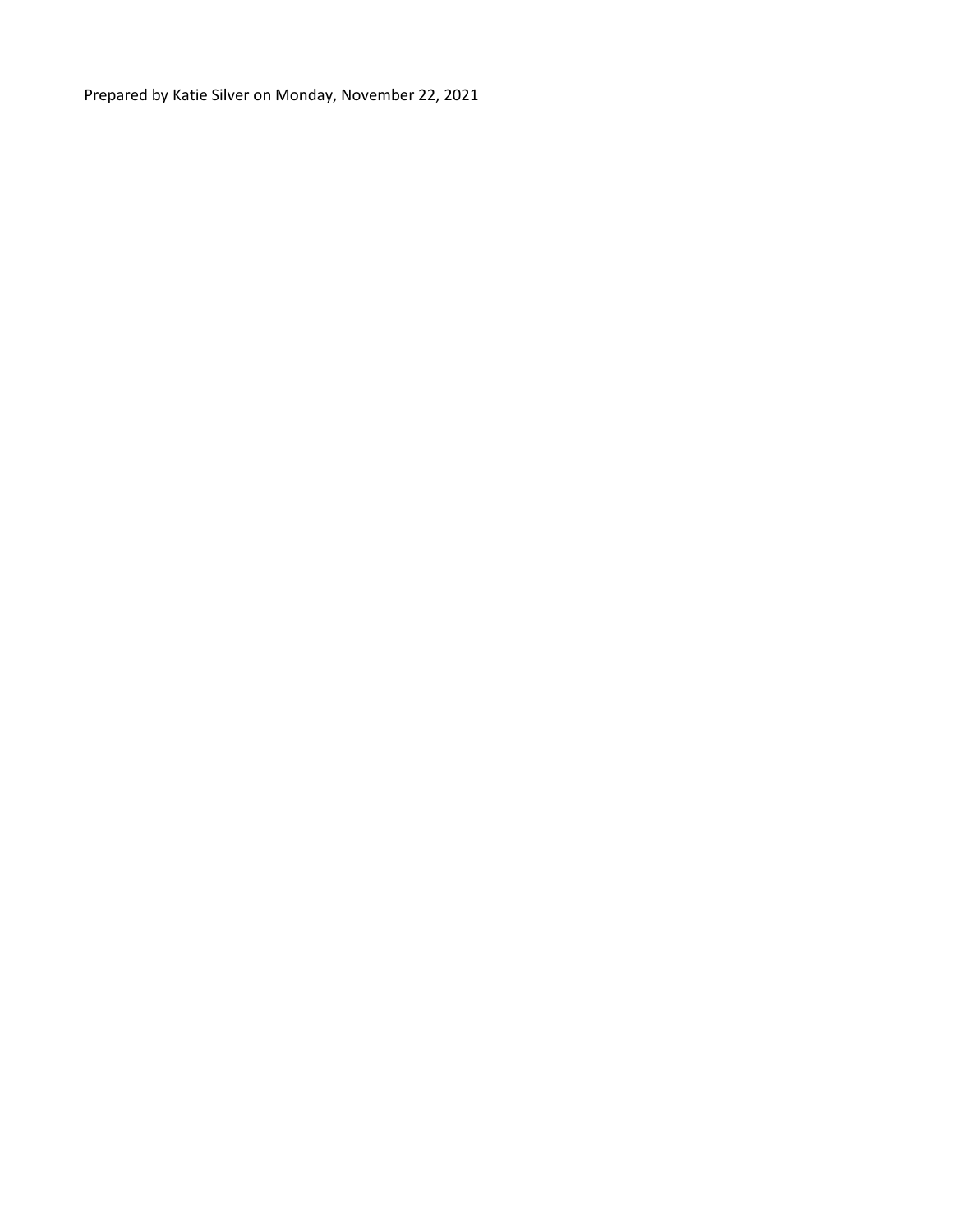Prepared by Katie Silver on Monday, November 22, 2021